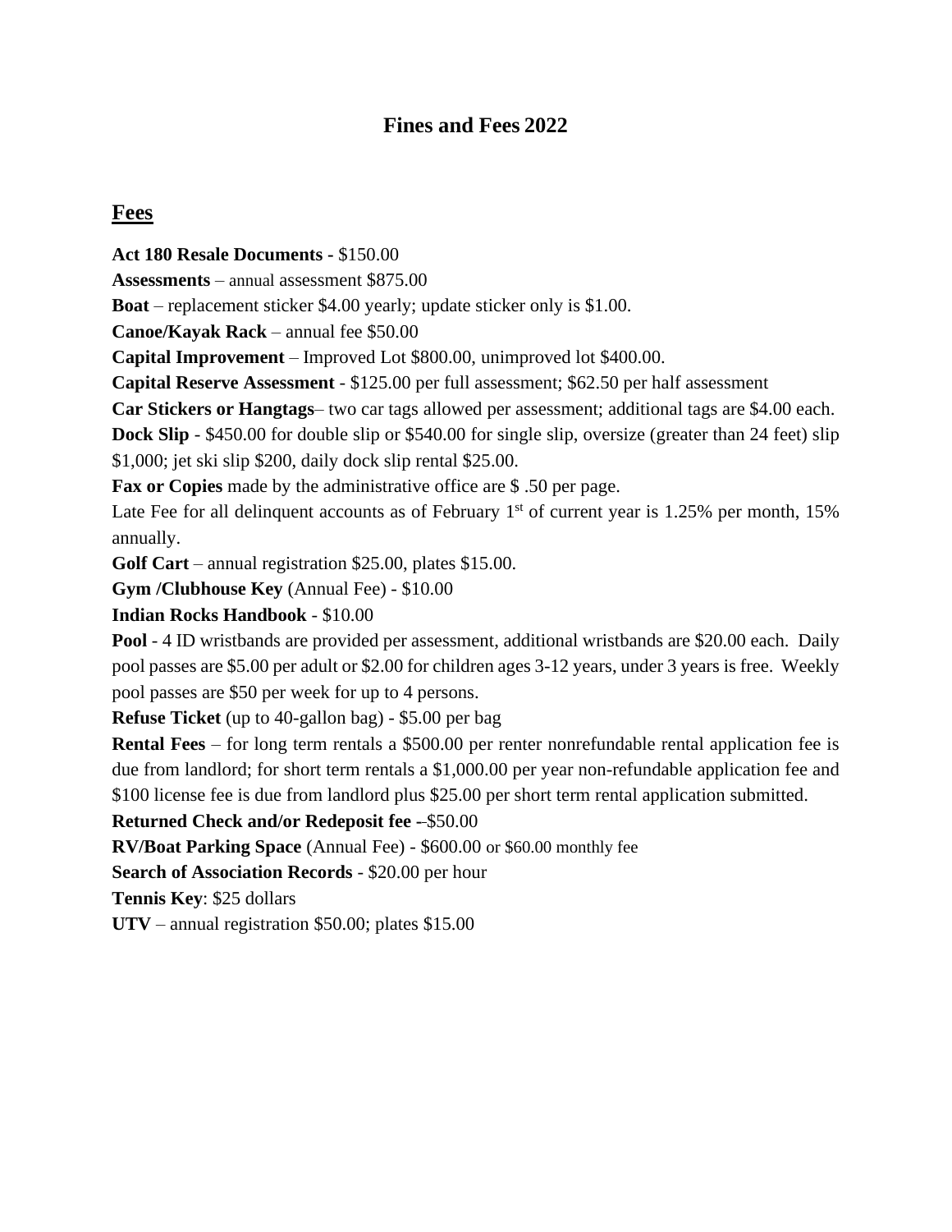# Fines and Fees 2022

## Fees

**Act 180 Resale Documents -** \$150.00

**Assessments** – annual assessment \$875.00

**Boat** – replacement sticker \$4.00 yearly; update sticker only is \$1.00.

**Canoe/Kayak Rack** – annual fee \$50.00

**Capital Improvement** – Improved Lot \$800.00, unimproved lot \$400.00.

**Capital Reserve Assessment** - \$125.00 per full assessment; \$62.50 per half assessment

**Car Stickers or Hangtags**– two car tags allowed per assessment; additional tags are \$4.00 each.

**Dock Slip** - \$450.00 for double slip or \$540.00 for single slip, oversize (greater than 24 feet) slip \$1,000; jet ski slip \$200, daily dock slip rental \$25.00.

**Fax or Copies** made by the administrative office are \$ .50 per page.

Late Fee for all delinquent accounts as of February 1st of current year is 1.25% per month, 15% annually.

**Golf Cart** – annual registration \$25.00, plates \$15.00.

**Gym /Clubhouse Key** (Annual Fee) - \$10.00

**Indian Rocks Handbook** - \$10.00

**Pool** - 4 ID wristbands are provided per assessment, additional wristbands are \$20.00 each. Daily pool passes are \$5.00 per adult or \$2.00 for children ages 3-12 years, under 3 years is free. Weekly pool passes are \$50 per week for up to 4 persons.

**Refuse Ticket** (up to 40-gallon bag) - \$5.00 per bag

**Rental Fees** – for long term rentals a \$500.00 per renter nonrefundable rental application fee is due from landlord; for short term rentals a \$1,000.00 per year non-refundable application fee and \$100 license fee is due from landlord plus \$25.00 per short term rental application submitted.

**Returned Check and/or Redeposit fee** –\$50.00

**RV/Boat Parking Space** (Annual Fee) - \$600.00 or \$60.00 monthly fee

**Search of Association Records** - \$20.00 per hour

**Tennis Key**: \$25 dollars

**UTV** – annual registration \$50.00; plates \$15.00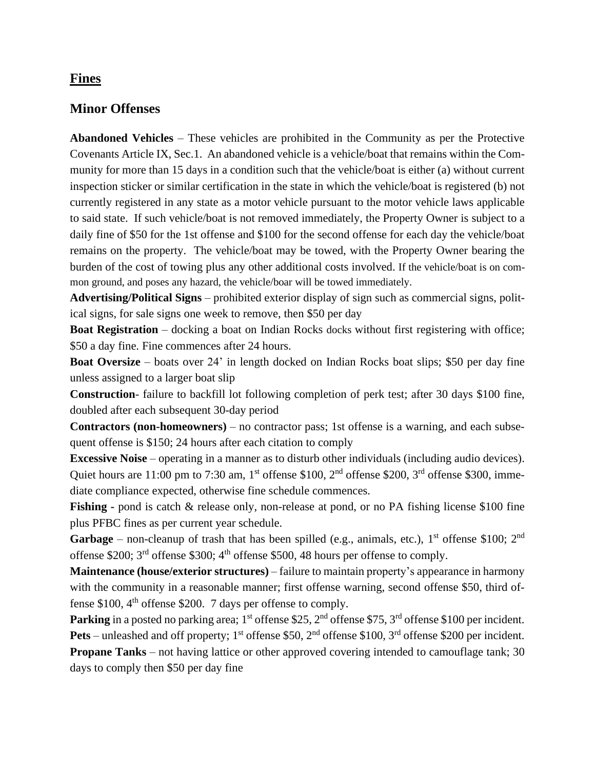## Fines

### Minor Offenses

**Abandoned Vehicles** – These vehicles are prohibited in the Community as per the Protective Covenants Article IX, Sec.1. An abandoned vehicle is a vehicle/boat that remains within the Community for more than 15 days in a condition such that the vehicle/boat is either (a) without current inspection sticker or similar certification in the state in which the vehicle/boat is registered (b) not currently registered in any state as a motor vehicle pursuant to the motor vehicle laws applicable to said state. If such vehicle/boat is not removed immediately, the Property Owner is subject to a daily fine of $50 for the 1st offense and $100 for the second offense for each day the vehicle/boat remains on the property. The vehicle/boat may be towed, with the Property Owner bearing the burden of the cost of towing plus any other additional costs involved. If the vehicle/boat is on common ground, and poses any hazard, the vehicle/boar will be towed immediately.

**Advertising/Political Signs** – prohibited exterior display of sign such as commercial signs, political signs, for sale signs one week to remove, then $50 per day

**Boat Registration** – docking a boat on Indian Rocks docks without first registering with office; $50 a day fine. Fine commences after 24 hours.

**Boat Oversize** – boats over 24' in length docked on Indian Rocks boat slips; $50 per day fine unless assigned to a larger boat slip

**Construction**- failure to backfill lot following completion of perk test; after 30 days $100 fine, doubled after each subsequent 30-day period

**Contractors (non-homeowners)** – no contractor pass; 1st offense is a warning, and each subsequent offense is $150; 24 hours after each citation to comply

**Excessive Noise** – operating in a manner as to disturb other individuals (including audio devices). Quiet hours are 11:00 pm to 7:30 am, 1st offense $100, 2nd offense $200, 3rd offense $300, immediate compliance expected, otherwise fine schedule commences.

**Fishing -** pond is catch & release only, non-release at pond, or no PA fishing license $100 fine plus PFBC fines as per current year schedule.

**Garbage** – non-cleanup of trash that has been spilled (e.g., animals, etc.), 1st offense $100; 2nd offense $200; 3rd offense $300; 4th offense $500, 48 hours per offense to comply.

**Maintenance (house/exterior structures)** – failure to maintain property's appearance in harmony with the community in a reasonable manner; first offense warning, second offense $50, third offense $100, 4th offense $200. 7 days per offense to comply.

**Parking** in a posted no parking area; 1st offense $25, 2nd offense $75, 3rd offense $100 per incident.

**Pets** – unleashed and off property; 1st offense $50, 2nd offense $100, 3rd offense $200 per incident.

**Propane Tanks** – not having lattice or other approved covering intended to camouflage tank; 30 days to comply then $50 per day fine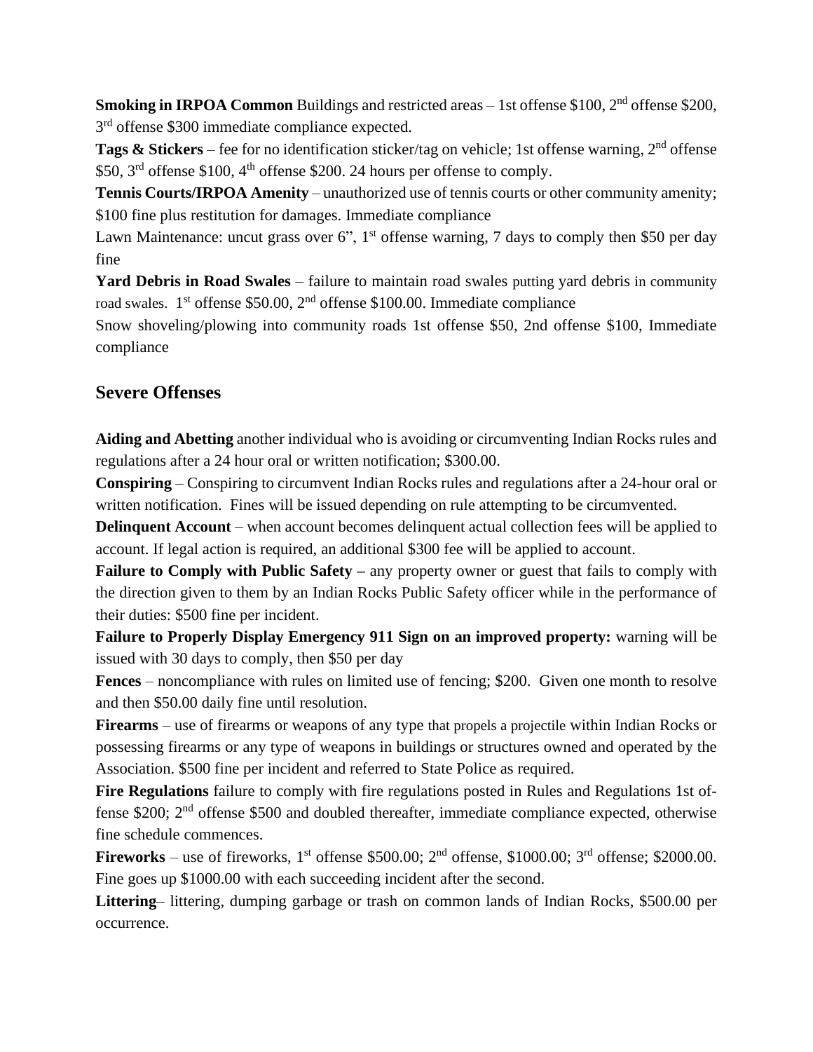**Smoking in IRPOA Common** Buildings and restricted areas – 1st offense \$100, 2nd offense \$200, 3rd offense \$300 immediate compliance expected.

**Tags & Stickers** – fee for no identification sticker/tag on vehicle; 1st offense warning, 2nd offense \$50, 3rd offense \$100, 4th offense \$200. 24 hours per offense to comply.

**Tennis Courts/IRPOA Amenity** – unauthorized use of tennis courts or other community amenity; \$100 fine plus restitution for damages. Immediate compliance

Lawn Maintenance: uncut grass over 6", 1st offense warning, 7 days to comply then \$50 per day fine

**Yard Debris in Road Swales** – failure to maintain road swales putting yard debris in community road swales. 1st offense \$50.00, 2nd offense \$100.00. Immediate compliance

Snow shoveling/plowing into community roads 1st offense \$50, 2nd offense \$100, Immediate compliance

## Severe Offenses

**Aiding and Abetting** another individual who is avoiding or circumventing Indian Rocks rules and regulations after a 24 hour oral or written notification; \$300.00.

**Conspiring** – Conspiring to circumvent Indian Rocks rules and regulations after a 24-hour oral or written notification. Fines will be issued depending on rule attempting to be circumvented.

**Delinquent Account** – when account becomes delinquent actual collection fees will be applied to account. If legal action is required, an additional \$300 fee will be applied to account.

**Failure to Comply with Public Safety –** any property owner or guest that fails to comply with the direction given to them by an Indian Rocks Public Safety officer while in the performance of their duties: \$500 fine per incident.

**Failure to Properly Display Emergency 911 Sign on an improved property:** warning will be issued with 30 days to comply, then \$50 per day

**Fences** – noncompliance with rules on limited use of fencing; \$200. Given one month to resolve and then \$50.00 daily fine until resolution.

**Firearms** – use of firearms or weapons of any type that propels a projectile within Indian Rocks or possessing firearms or any type of weapons in buildings or structures owned and operated by the Association. \$500 fine per incident and referred to State Police as required.

**Fire Regulations** failure to comply with fire regulations posted in Rules and Regulations 1st offense \$200; 2nd offense \$500 and doubled thereafter, immediate compliance expected, otherwise fine schedule commences.

**Fireworks** – use of fireworks, 1st offense \$500.00; 2nd offense, \$1000.00; 3rd offense; \$2000.00. Fine goes up \$1000.00 with each succeeding incident after the second.

**Littering**– littering, dumping garbage or trash on common lands of Indian Rocks, \$500.00 per occurrence.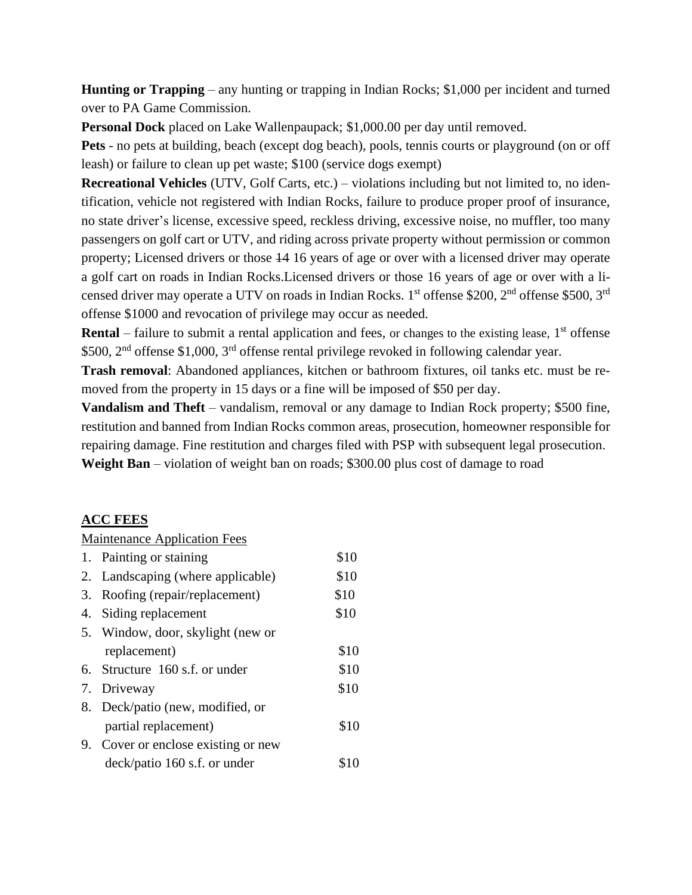**Hunting or Trapping** – any hunting or trapping in Indian Rocks; $1,000 per incident and turned over to PA Game Commission.

**Personal Dock** placed on Lake Wallenpaupack; $1,000.00 per day until removed.

**Pets** - no pets at building, beach (except dog beach), pools, tennis courts or playground (on or off leash) or failure to clean up pet waste; $100 (service dogs exempt)

**Recreational Vehicles** (UTV, Golf Carts, etc.) – violations including but not limited to, no identification, vehicle not registered with Indian Rocks, failure to produce proper proof of insurance, no state driver's license, excessive speed, reckless driving, excessive noise, no muffler, too many passengers on golf cart or UTV, and riding across private property without permission or common property; Licensed drivers or those ~~14~~ 16 years of age or over with a licensed driver may operate a golf cart on roads in Indian Rocks.Licensed drivers or those 16 years of age or over with a licensed driver may operate a UTV on roads in Indian Rocks. 1st offense $200, 2nd offense $500, 3rd offense $1000 and revocation of privilege may occur as needed.

**Rental** – failure to submit a rental application and fees, or changes to the existing lease, 1st offense $500, 2nd offense $1,000, 3rd offense rental privilege revoked in following calendar year.

**Trash removal**: Abandoned appliances, kitchen or bathroom fixtures, oil tanks etc. must be removed from the property in 15 days or a fine will be imposed of $50 per day.

**Vandalism and Theft** – vandalism, removal or any damage to Indian Rock property; $500 fine, restitution and banned from Indian Rocks common areas, prosecution, homeowner responsible for repairing damage. Fine restitution and charges filed with PSP with subsequent legal prosecution.

**Weight Ban** – violation of weight ban on roads; $300.00 plus cost of damage to road

## ACC FEES

Maintenance Application Fees

| Item | Fee |
|---|---|
| 1. Painting or staining | $10 |
| 2. Landscaping (where applicable) | $10 |
| 3. Roofing (repair/replacement) | $10 |
| 4. Siding replacement | $10 |
| 5. Window, door, skylight (new or replacement) | $10 |
| 6. Structure 160 s.f. or under | $10 |
| 7. Driveway | $10 |
| 8. Deck/patio (new, modified, or partial replacement) | $10 |
| 9. Cover or enclose existing or new deck/patio 160 s.f. or under | $10 |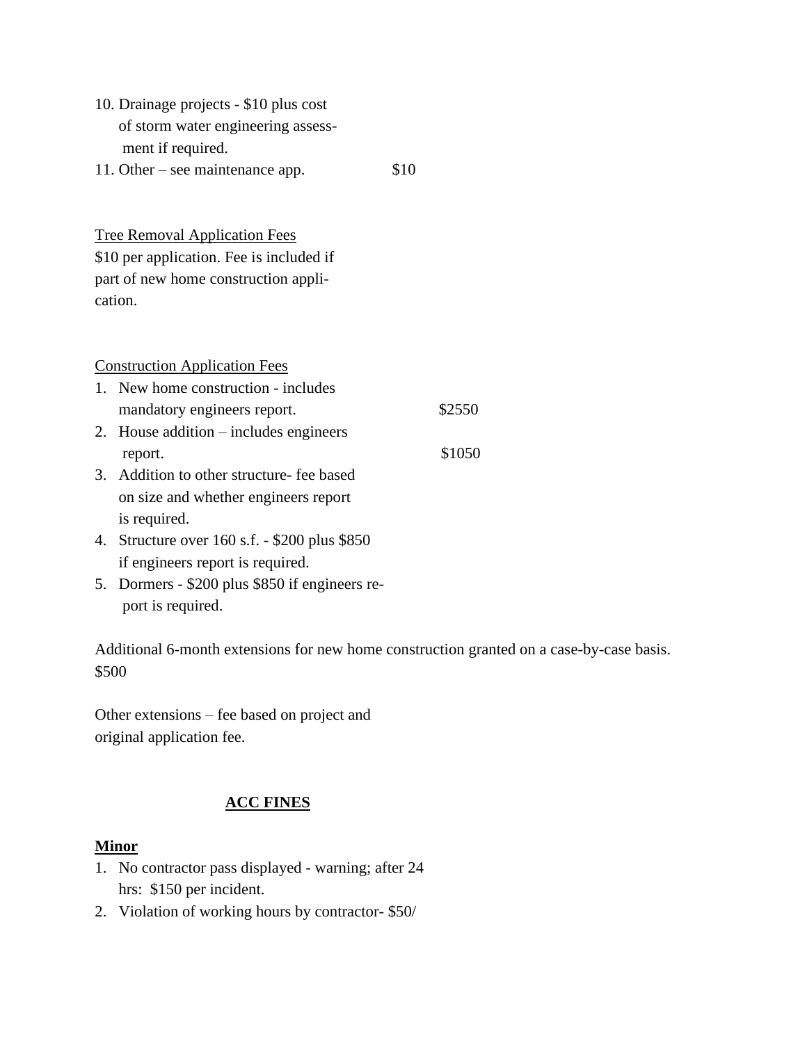10. Drainage projects - $10 plus cost of storm water engineering assessment if required.
11. Other – see maintenance app. $10

Tree Removal Application Fees

$10 per application. Fee is included if part of new home construction application.

Construction Application Fees

1. New home construction - includes mandatory engineers report. $2550
2. House addition – includes engineers report. $1050
3. Addition to other structure- fee based on size and whether engineers report is required.
4. Structure over 160 s.f. - $200 plus $850 if engineers report is required.
5. Dormers - $200 plus $850 if engineers report is required.

Additional 6-month extensions for new home construction granted on a case-by-case basis. $500

Other extensions – fee based on project and original application fee.

## ACC FINES

**Minor**

1. No contractor pass displayed - warning; after 24 hrs: $150 per incident.
2. Violation of working hours by contractor- $50/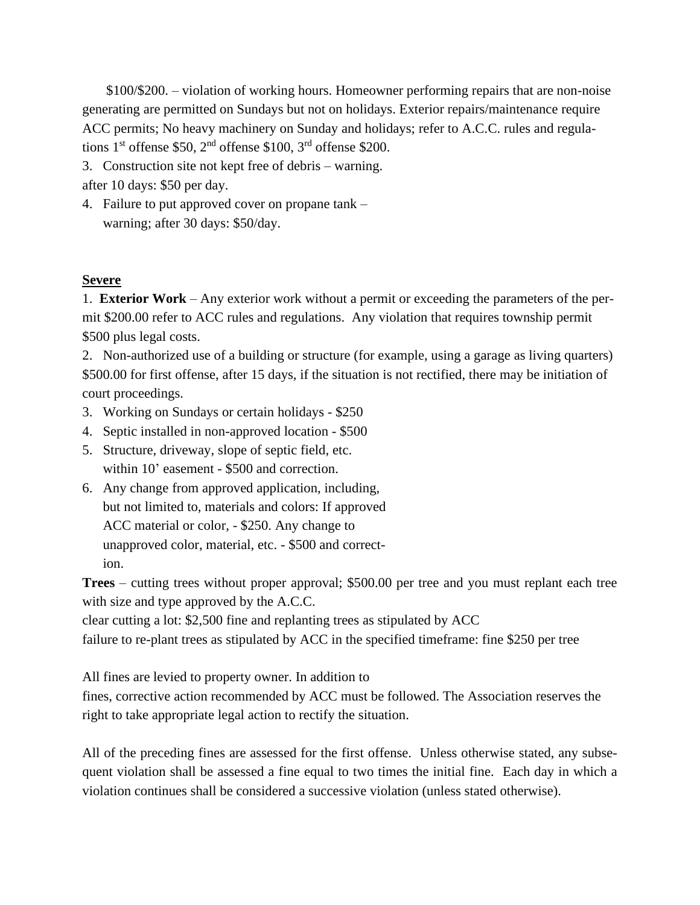$100/$200. – violation of working hours. Homeowner performing repairs that are non-noise generating are permitted on Sundays but not on holidays. Exterior repairs/maintenance require ACC permits; No heavy machinery on Sunday and holidays; refer to A.C.C. rules and regulations 1st offense $50, 2nd offense $100, 3rd offense $200.

3. Construction site not kept free of debris – warning.
after 10 days: $50 per day.
4. Failure to put approved cover on propane tank – warning; after 30 days: $50/day.

**Severe**

1. **Exterior Work** – Any exterior work without a permit or exceeding the parameters of the permit $200.00 refer to ACC rules and regulations. Any violation that requires township permit $500 plus legal costs.
2. Non-authorized use of a building or structure (for example, using a garage as living quarters) $500.00 for first offense, after 15 days, if the situation is not rectified, there may be initiation of court proceedings.
3. Working on Sundays or certain holidays - $250
4. Septic installed in non-approved location - $500
5. Structure, driveway, slope of septic field, etc. within 10' easement - $500 and correction.
6. Any change from approved application, including, but not limited to, materials and colors: If approved ACC material or color, - $250. Any change to unapproved color, material, etc. - $500 and correction.

**Trees** – cutting trees without proper approval; $500.00 per tree and you must replant each tree with size and type approved by the A.C.C.
clear cutting a lot: $2,500 fine and replanting trees as stipulated by ACC
failure to re-plant trees as stipulated by ACC in the specified timeframe: fine $250 per tree

All fines are levied to property owner. In addition to fines, corrective action recommended by ACC must be followed. The Association reserves the right to take appropriate legal action to rectify the situation.

All of the preceding fines are assessed for the first offense. Unless otherwise stated, any subsequent violation shall be assessed a fine equal to two times the initial fine. Each day in which a violation continues shall be considered a successive violation (unless stated otherwise).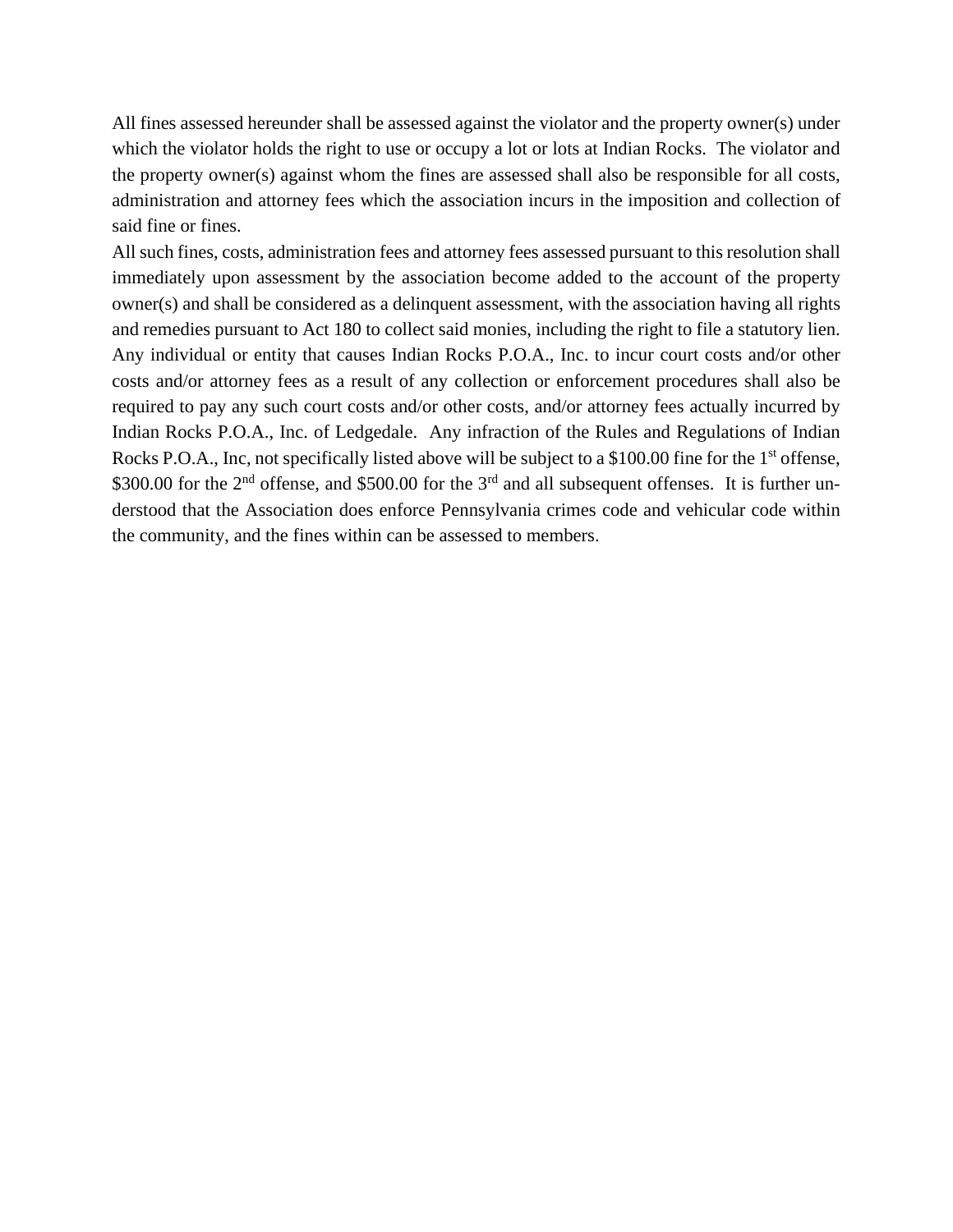All fines assessed hereunder shall be assessed against the violator and the property owner(s) under which the violator holds the right to use or occupy a lot or lots at Indian Rocks. The violator and the property owner(s) against whom the fines are assessed shall also be responsible for all costs, administration and attorney fees which the association incurs in the imposition and collection of said fine or fines.

All such fines, costs, administration fees and attorney fees assessed pursuant to this resolution shall immediately upon assessment by the association become added to the account of the property owner(s) and shall be considered as a delinquent assessment, with the association having all rights and remedies pursuant to Act 180 to collect said monies, including the right to file a statutory lien. Any individual or entity that causes Indian Rocks P.O.A., Inc. to incur court costs and/or other costs and/or attorney fees as a result of any collection or enforcement procedures shall also be required to pay any such court costs and/or other costs, and/or attorney fees actually incurred by Indian Rocks P.O.A., Inc. of Ledgedale. Any infraction of the Rules and Regulations of Indian Rocks P.O.A., Inc, not specifically listed above will be subject to a $100.00 fine for the 1st offense, $300.00 for the 2nd offense, and $500.00 for the 3rd and all subsequent offenses. It is further understood that the Association does enforce Pennsylvania crimes code and vehicular code within the community, and the fines within can be assessed to members.